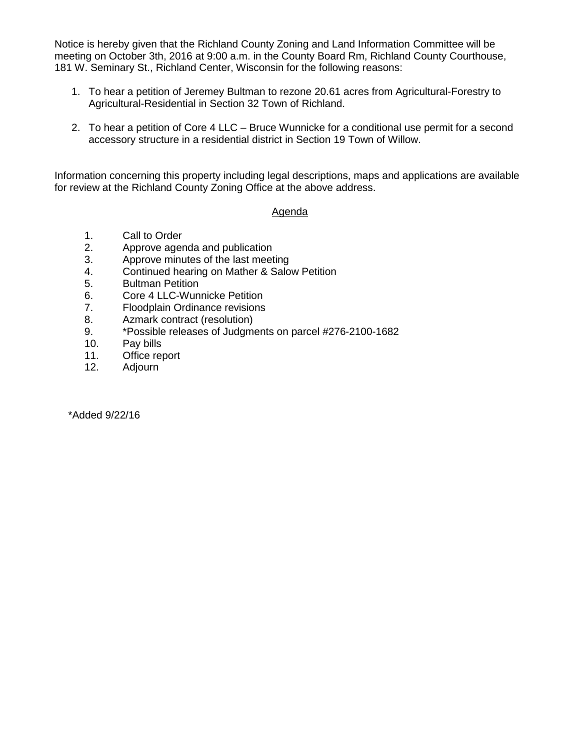Notice is hereby given that the Richland County Zoning and Land Information Committee will be meeting on October 3th, 2016 at 9:00 a.m. in the County Board Rm, Richland County Courthouse, 181 W. Seminary St., Richland Center, Wisconsin for the following reasons:

1. To hear a petition of Jeremey Bultman to rezone 20.61 acres from Agricultural-Forestry to Agricultural-Residential in Section 32 Town of Richland.

2. To hear a petition of Core 4 LLC – Bruce Wunnicke for a conditional use permit for a second accessory structure in a residential district in Section 19 Town of Willow.

Information concerning this property including legal descriptions, maps and applications are available for review at the Richland County Zoning Office at the above address.

## Agenda

1. Call to Order
2. Approve agenda and publication
3. Approve minutes of the last meeting
4. Continued hearing on Mather & Salow Petition
5. Bultman Petition
6. Core 4 LLC-Wunnicke Petition
7. Floodplain Ordinance revisions
8. Azmark contract (resolution)
9. *Possible releases of Judgments on parcel #276-2100-1682
10. Pay bills
11. Office report
12. Adjourn

*Added 9/22/16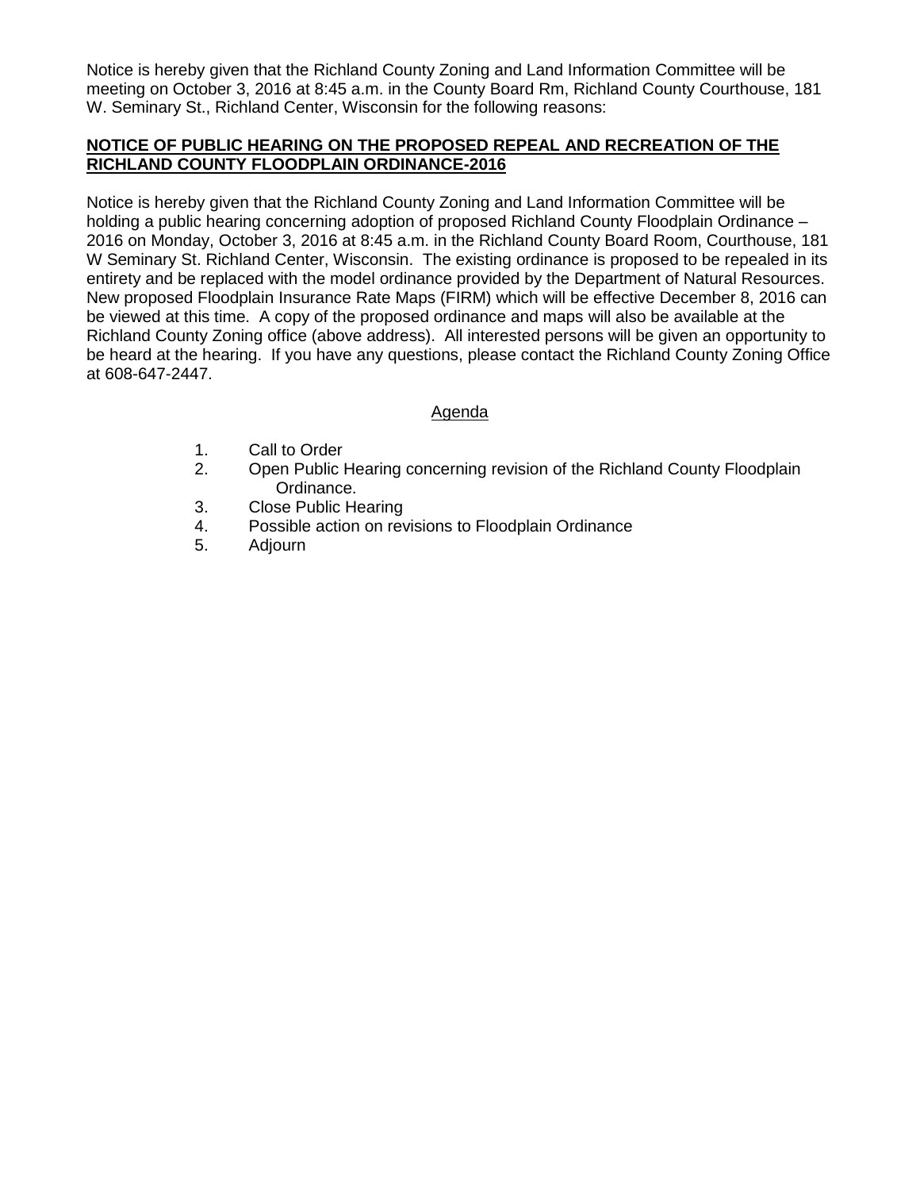Notice is hereby given that the Richland County Zoning and Land Information Committee will be meeting on October 3, 2016 at 8:45 a.m. in the County Board Rm, Richland County Courthouse, 181 W. Seminary St., Richland Center, Wisconsin for the following reasons:

**NOTICE OF PUBLIC HEARING ON THE PROPOSED REPEAL AND RECREATION OF THE RICHLAND COUNTY FLOODPLAIN ORDINANCE-2016**

Notice is hereby given that the Richland County Zoning and Land Information Committee will be holding a public hearing concerning adoption of proposed Richland County Floodplain Ordinance – 2016 on Monday, October 3, 2016 at 8:45 a.m. in the Richland County Board Room, Courthouse, 181 W Seminary St. Richland Center, Wisconsin. The existing ordinance is proposed to be repealed in its entirety and be replaced with the model ordinance provided by the Department of Natural Resources. New proposed Floodplain Insurance Rate Maps (FIRM) which will be effective December 8, 2016 can be viewed at this time. A copy of the proposed ordinance and maps will also be available at the Richland County Zoning office (above address). All interested persons will be given an opportunity to be heard at the hearing. If you have any questions, please contact the Richland County Zoning Office at 608-647-2447.

## Agenda

1. Call to Order
2. Open Public Hearing concerning revision of the Richland County Floodplain Ordinance.
3. Close Public Hearing
4. Possible action on revisions to Floodplain Ordinance
5. Adjourn